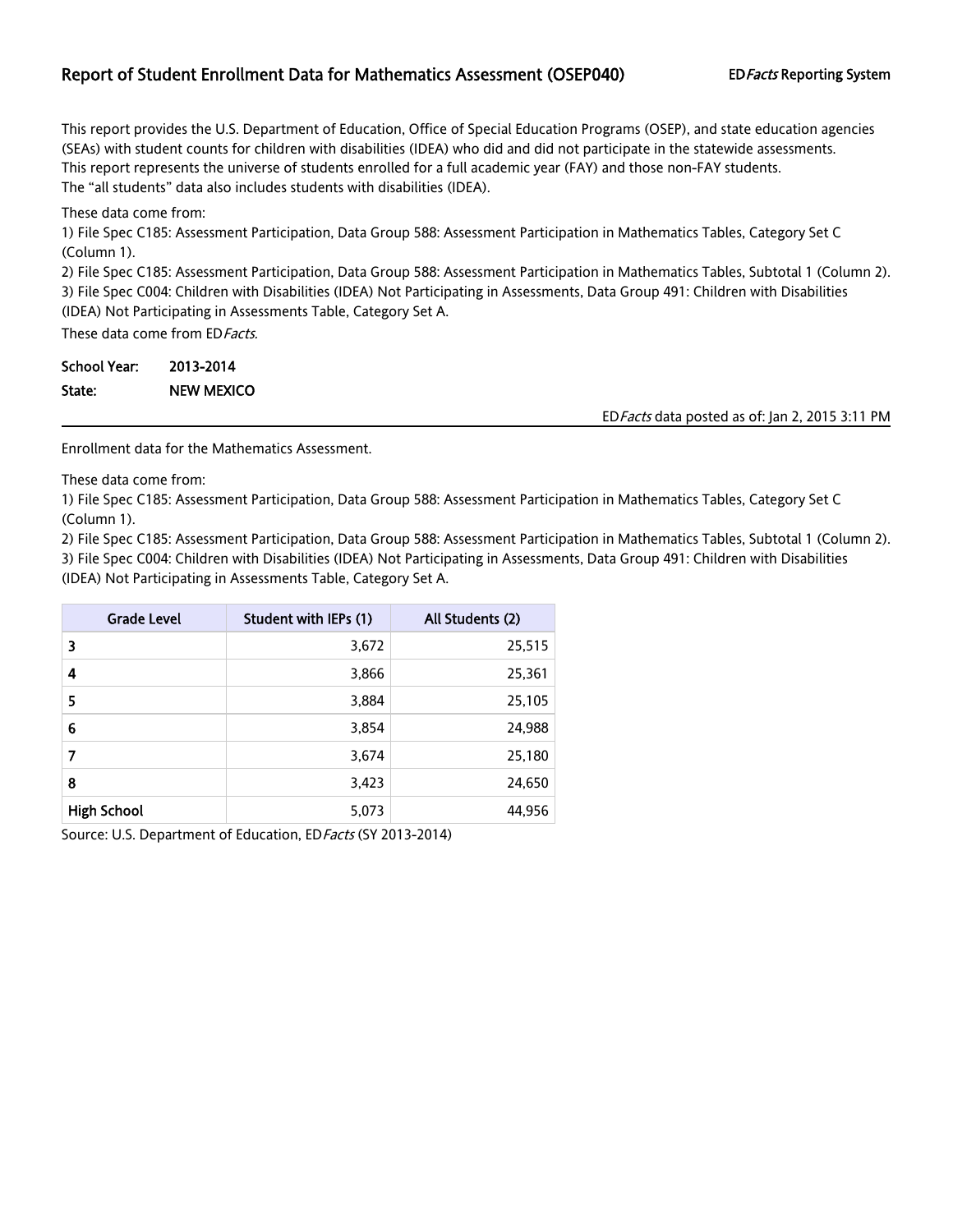# Report of Student Enrollment Data for Mathematics Assessment (OSEP040)

ED*Facts* Reporting System

This report provides the U.S. Department of Education, Office of Special Education Programs (OSEP), and state education agencies (SEAs) with student counts for children with disabilities (IDEA) who did and did not participate in the statewide assessments. This report represents the universe of students enrolled for a full academic year (FAY) and those non-FAY students. The "all students" data also includes students with disabilities (IDEA).

These data come from:

1) File Spec C185: Assessment Participation, Data Group 588: Assessment Participation in Mathematics Tables, Category Set C (Column 1).
2) File Spec C185: Assessment Participation, Data Group 588: Assessment Participation in Mathematics Tables, Subtotal 1 (Column 2).
3) File Spec C004: Children with Disabilities (IDEA) Not Participating in Assessments, Data Group 491: Children with Disabilities (IDEA) Not Participating in Assessments Table, Category Set A.

These data come from ED*Facts.*

**School Year:** 2013-2014

**State:** NEW MEXICO

ED*Facts* data posted as of: Jan 2, 2015 3:11 PM

---

Enrollment data for the Mathematics Assessment.

These data come from:

1) File Spec C185: Assessment Participation, Data Group 588: Assessment Participation in Mathematics Tables, Category Set C (Column 1).
2) File Spec C185: Assessment Participation, Data Group 588: Assessment Participation in Mathematics Tables, Subtotal 1 (Column 2).
3) File Spec C004: Children with Disabilities (IDEA) Not Participating in Assessments, Data Group 491: Children with Disabilities (IDEA) Not Participating in Assessments Table, Category Set A.

| Grade Level | Student with IEPs (1) | All Students (2) |
|---|---|---|
| 3 | 3,672 | 25,515 |
| 4 | 3,866 | 25,361 |
| 5 | 3,884 | 25,105 |
| 6 | 3,854 | 24,988 |
| 7 | 3,674 | 25,180 |
| 8 | 3,423 | 24,650 |
| High School | 5,073 | 44,956 |

Source: U.S. Department of Education, ED*Facts* (SY 2013-2014)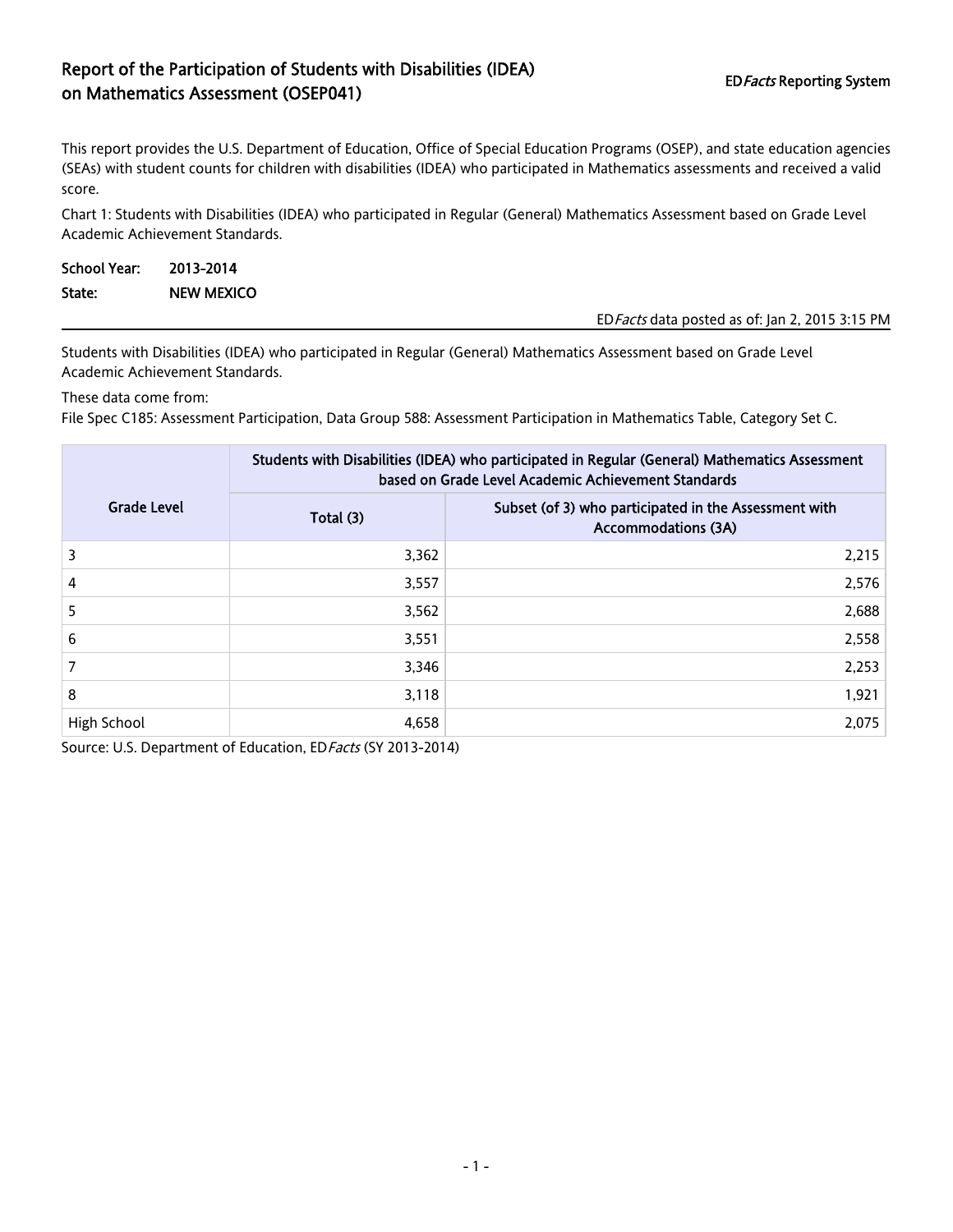# Report of the Participation of Students with Disabilities (IDEA) on Mathematics Assessment (OSEP041)

ED*Facts* Reporting System

This report provides the U.S. Department of Education, Office of Special Education Programs (OSEP), and state education agencies (SEAs) with student counts for children with disabilities (IDEA) who participated in Mathematics assessments and received a valid score.

Chart 1: Students with Disabilities (IDEA) who participated in Regular (General) Mathematics Assessment based on Grade Level Academic Achievement Standards.

**School Year:** 2013-2014

**State:** NEW MEXICO

ED*Facts* data posted as of: Jan 2, 2015 3:15 PM

Students with Disabilities (IDEA) who participated in Regular (General) Mathematics Assessment based on Grade Level Academic Achievement Standards.

These data come from:

File Spec C185: Assessment Participation, Data Group 588: Assessment Participation in Mathematics Table, Category Set C.

| Grade Level | Students with Disabilities (IDEA) who participated in Regular (General) Mathematics Assessment based on Grade Level Academic Achievement Standards | |
|---|---|---|
| | Total (3) | Subset (of 3) who participated in the Assessment with Accommodations (3A) |
| 3 | 3,362 | 2,215 |
| 4 | 3,557 | 2,576 |
| 5 | 3,562 | 2,688 |
| 6 | 3,551 | 2,558 |
| 7 | 3,346 | 2,253 |
| 8 | 3,118 | 1,921 |
| High School | 4,658 | 2,075 |

Source: U.S. Department of Education, ED*Facts* (SY 2013-2014)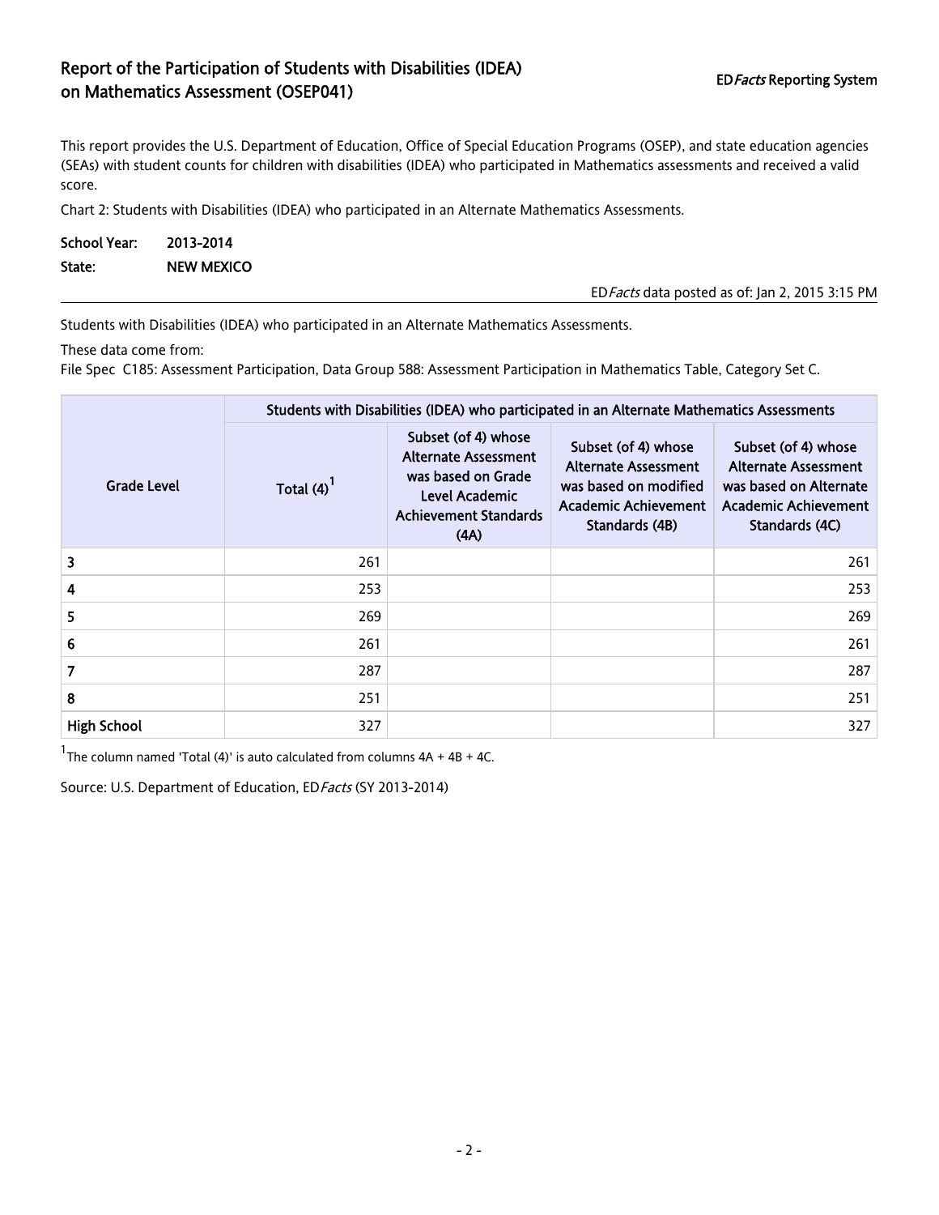# Report of the Participation of Students with Disabilities (IDEA) on Mathematics Assessment (OSEP041)

ED*Facts* Reporting System

This report provides the U.S. Department of Education, Office of Special Education Programs (OSEP), and state education agencies (SEAs) with student counts for children with disabilities (IDEA) who participated in Mathematics assessments and received a valid score.

Chart 2: Students with Disabilities (IDEA) who participated in an Alternate Mathematics Assessments.

**School Year:** 2013-2014
**State:** NEW MEXICO

ED*Facts* data posted as of: Jan 2, 2015 3:15 PM

Students with Disabilities (IDEA) who participated in an Alternate Mathematics Assessments.

These data come from:
File Spec C185: Assessment Participation, Data Group 588: Assessment Participation in Mathematics Table, Category Set C.

| Grade Level | Students with Disabilities (IDEA) who participated in an Alternate Mathematics Assessments | | | |
|---|---|---|---|---|
| | Total (4)[1] | Subset (of 4) whose Alternate Assessment was based on Grade Level Academic Achievement Standards (4A) | Subset (of 4) whose Alternate Assessment was based on modified Academic Achievement Standards (4B) | Subset (of 4) whose Alternate Assessment was based on Alternate Academic Achievement Standards (4C) |
| 3 | 261 | | | 261 |
| 4 | 253 | | | 253 |
| 5 | 269 | | | 269 |
| 6 | 261 | | | 261 |
| 7 | 287 | | | 287 |
| 8 | 251 | | | 251 |
| High School | 327 | | | 327 |

[1]The column named 'Total (4)' is auto calculated from columns 4A + 4B + 4C.

Source: U.S. Department of Education, ED*Facts* (SY 2013-2014)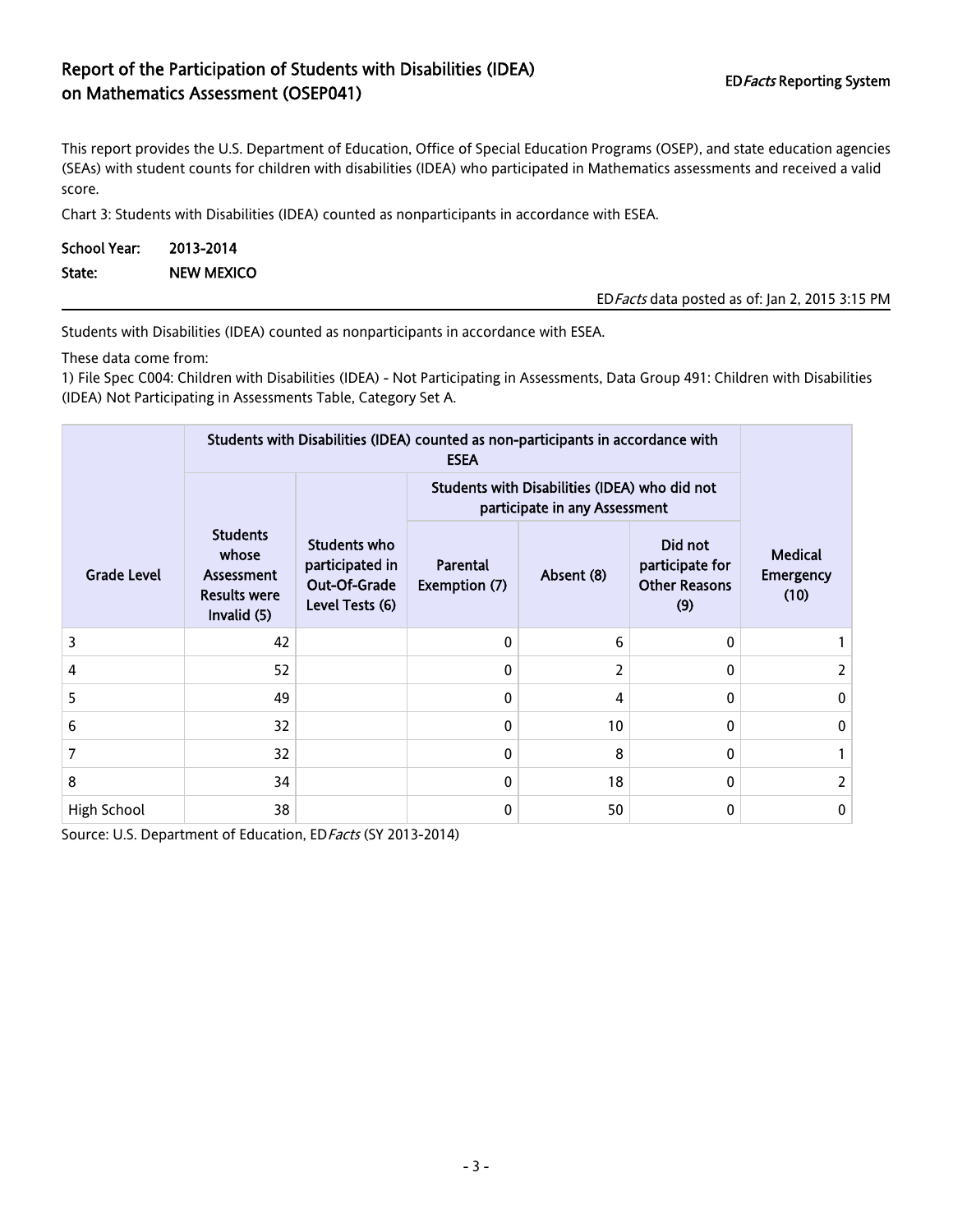# Report of the Participation of Students with Disabilities (IDEA) on Mathematics Assessment (OSEP041)

ED*Facts* Reporting System

This report provides the U.S. Department of Education, Office of Special Education Programs (OSEP), and state education agencies (SEAs) with student counts for children with disabilities (IDEA) who participated in Mathematics assessments and received a valid score.

Chart 3: Students with Disabilities (IDEA) counted as nonparticipants in accordance with ESEA.

**School Year:** 2013-2014
**State:** NEW MEXICO

ED*Facts* data posted as of: Jan 2, 2015 3:15 PM

Students with Disabilities (IDEA) counted as nonparticipants in accordance with ESEA.

These data come from:
1) File Spec C004: Children with Disabilities (IDEA) - Not Participating in Assessments, Data Group 491: Children with Disabilities (IDEA) Not Participating in Assessments Table, Category Set A.

| Grade Level | Students with Disabilities (IDEA) counted as non-participants in accordance with ESEA | | | | | Medical Emergency (10) |
|---|---|---|---|---|---|---|
| | | | Students with Disabilities (IDEA) who did not participate in any Assessment | | | |
| | Students whose Assessment Results were Invalid (5) | Students who participated in Out-Of-Grade Level Tests (6) | Parental Exemption (7) | Absent (8) | Did not participate for Other Reasons (9) | |
| 3 | 42 | | 0 | 6 | 0 | 1 |
| 4 | 52 | | 0 | 2 | 0 | 2 |
| 5 | 49 | | 0 | 4 | 0 | 0 |
| 6 | 32 | | 0 | 10 | 0 | 0 |
| 7 | 32 | | 0 | 8 | 0 | 1 |
| 8 | 34 | | 0 | 18 | 0 | 2 |
| High School | 38 | | 0 | 50 | 0 | 0 |

Source: U.S. Department of Education, ED*Facts* (SY 2013-2014)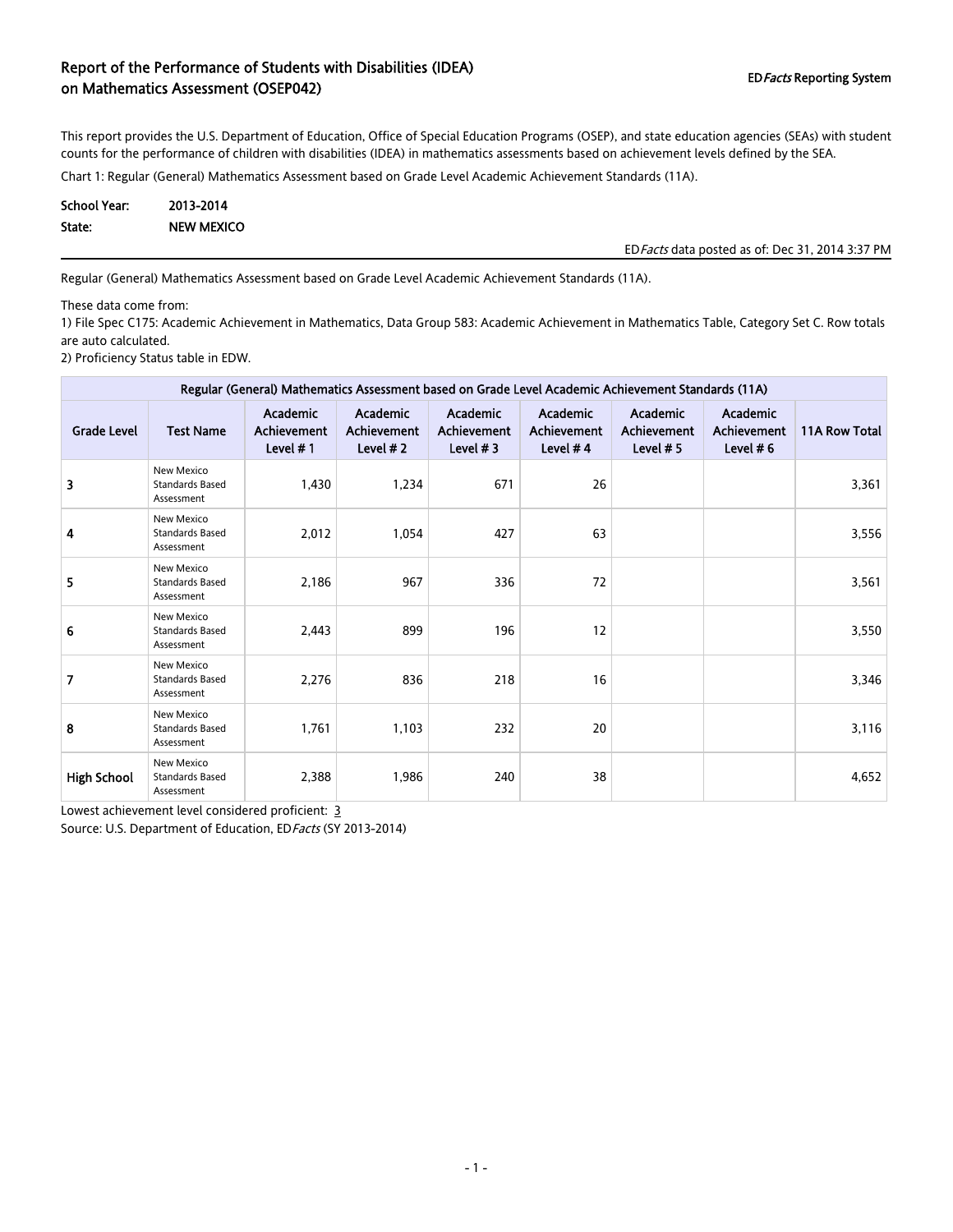# Report of the Performance of Students with Disabilities (IDEA) on Mathematics Assessment (OSEP042)

ED*Facts* Reporting System

This report provides the U.S. Department of Education, Office of Special Education Programs (OSEP), and state education agencies (SEAs) with student counts for the performance of children with disabilities (IDEA) in mathematics assessments based on achievement levels defined by the SEA.

Chart 1: Regular (General) Mathematics Assessment based on Grade Level Academic Achievement Standards (11A).

**School Year:** 2013-2014
**State:** NEW MEXICO

ED*Facts* data posted as of: Dec 31, 2014 3:37 PM

Regular (General) Mathematics Assessment based on Grade Level Academic Achievement Standards (11A).

These data come from:
1) File Spec C175: Academic Achievement in Mathematics, Data Group 583: Academic Achievement in Mathematics Table, Category Set C. Row totals are auto calculated.
2) Proficiency Status table in EDW.

| Regular (General) Mathematics Assessment based on Grade Level Academic Achievement Standards (11A) | | | | | | | | |
|---|---|---|---|---|---|---|---|---|
| Grade Level | Test Name | Academic Achievement Level # 1 | Academic Achievement Level # 2 | Academic Achievement Level # 3 | Academic Achievement Level # 4 | Academic Achievement Level # 5 | Academic Achievement Level # 6 | 11A Row Total |
| 3 | New Mexico Standards Based Assessment | 1,430 | 1,234 | 671 | 26 | | | 3,361 |
| 4 | New Mexico Standards Based Assessment | 2,012 | 1,054 | 427 | 63 | | | 3,556 |
| 5 | New Mexico Standards Based Assessment | 2,186 | 967 | 336 | 72 | | | 3,561 |
| 6 | New Mexico Standards Based Assessment | 2,443 | 899 | 196 | 12 | | | 3,550 |
| 7 | New Mexico Standards Based Assessment | 2,276 | 836 | 218 | 16 | | | 3,346 |
| 8 | New Mexico Standards Based Assessment | 1,761 | 1,103 | 232 | 20 | | | 3,116 |
| High School | New Mexico Standards Based Assessment | 2,388 | 1,986 | 240 | 38 | | | 4,652 |

Lowest achievement level considered proficient: 3

Source: U.S. Department of Education, ED*Facts* (SY 2013-2014)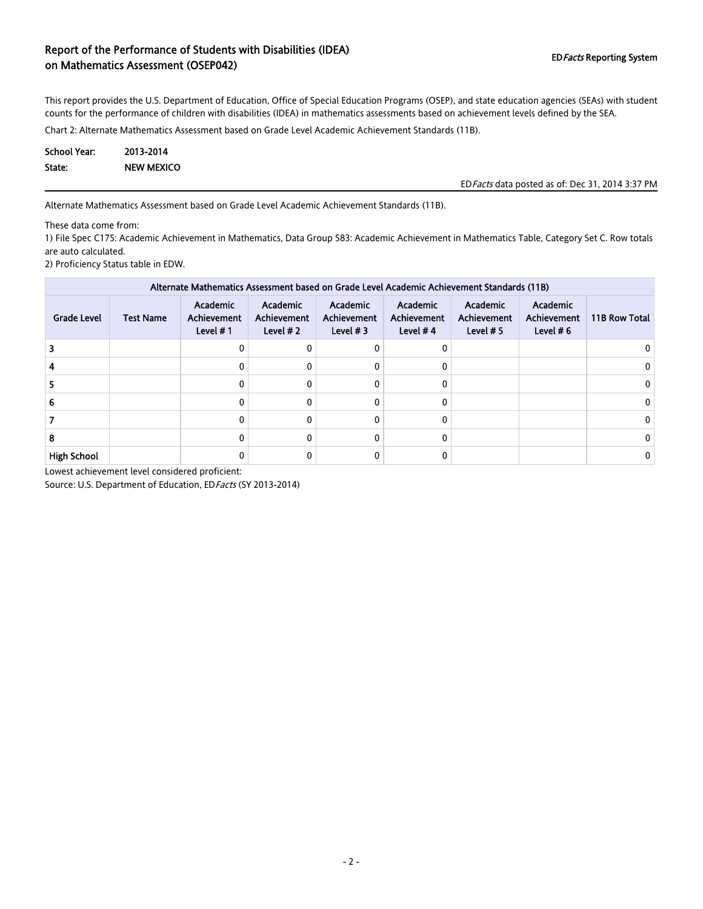# Report of the Performance of Students with Disabilities (IDEA) on Mathematics Assessment (OSEP042)

ED*Facts* Reporting System

This report provides the U.S. Department of Education, Office of Special Education Programs (OSEP), and state education agencies (SEAs) with student counts for the performance of children with disabilities (IDEA) in mathematics assessments based on achievement levels defined by the SEA.

Chart 2: Alternate Mathematics Assessment based on Grade Level Academic Achievement Standards (11B).

**School Year:** 2013-2014
**State:** NEW MEXICO

ED*Facts* data posted as of: Dec 31, 2014 3:37 PM

Alternate Mathematics Assessment based on Grade Level Academic Achievement Standards (11B).

These data come from:
1) File Spec C175: Academic Achievement in Mathematics, Data Group 583: Academic Achievement in Mathematics Table, Category Set C. Row totals are auto calculated.
2) Proficiency Status table in EDW.

| Alternate Mathematics Assessment based on Grade Level Academic Achievement Standards (11B) | | | | | | | | |
|---|---|---|---|---|---|---|---|---|
| Grade Level | Test Name | Academic Achievement Level # 1 | Academic Achievement Level # 2 | Academic Achievement Level # 3 | Academic Achievement Level # 4 | Academic Achievement Level # 5 | Academic Achievement Level # 6 | 11B Row Total |
| 3 | | 0 | 0 | 0 | 0 | | | 0 |
| 4 | | 0 | 0 | 0 | 0 | | | 0 |
| 5 | | 0 | 0 | 0 | 0 | | | 0 |
| 6 | | 0 | 0 | 0 | 0 | | | 0 |
| 7 | | 0 | 0 | 0 | 0 | | | 0 |
| 8 | | 0 | 0 | 0 | 0 | | | 0 |
| High School | | 0 | 0 | 0 | 0 | | | 0 |

Lowest achievement level considered proficient:

Source: U.S. Department of Education, ED*Facts* (SY 2013-2014)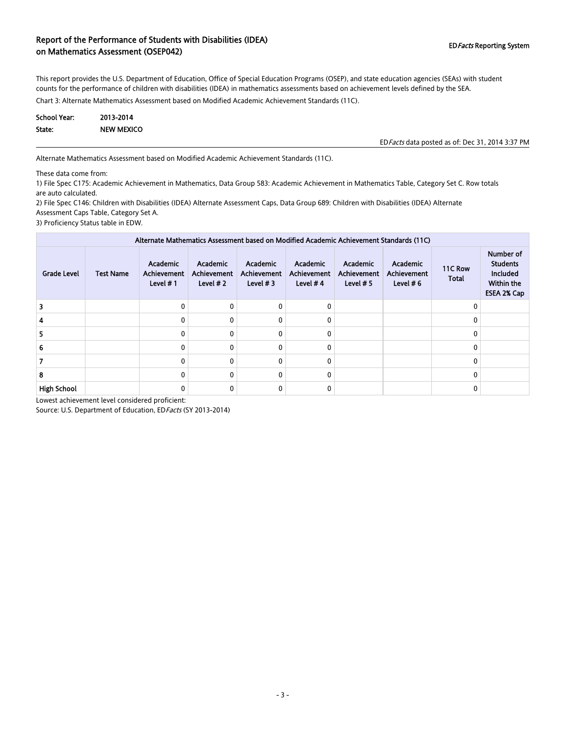# Report of the Performance of Students with Disabilities (IDEA) on Mathematics Assessment (OSEP042)

ED*Facts* Reporting System

This report provides the U.S. Department of Education, Office of Special Education Programs (OSEP), and state education agencies (SEAs) with student counts for the performance of children with disabilities (IDEA) in mathematics assessments based on achievement levels defined by the SEA.

Chart 3: Alternate Mathematics Assessment based on Modified Academic Achievement Standards (11C).

**School Year:** 2013-2014

**State:** NEW MEXICO

ED*Facts* data posted as of: Dec 31, 2014 3:37 PM

---

Alternate Mathematics Assessment based on Modified Academic Achievement Standards (11C).

These data come from:

1) File Spec C175: Academic Achievement in Mathematics, Data Group 583: Academic Achievement in Mathematics Table, Category Set C. Row totals are auto calculated.
2) File Spec C146: Children with Disabilities (IDEA) Alternate Assessment Caps, Data Group 689: Children with Disabilities (IDEA) Alternate Assessment Caps Table, Category Set A.
3) Proficiency Status table in EDW.

| Alternate Mathematics Assessment based on Modified Academic Achievement Standards (11C) | | | | | | | | | |
|---|---|---|---|---|---|---|---|---|---|
| Grade Level | Test Name | Academic Achievement Level # 1 | Academic Achievement Level # 2 | Academic Achievement Level # 3 | Academic Achievement Level # 4 | Academic Achievement Level # 5 | Academic Achievement Level # 6 | 11C Row Total | Number of Students Included Within the ESEA 2% Cap |
| 3 | | 0 | 0 | 0 | 0 | | | 0 | |
| 4 | | 0 | 0 | 0 | 0 | | | 0 | |
| 5 | | 0 | 0 | 0 | 0 | | | 0 | |
| 6 | | 0 | 0 | 0 | 0 | | | 0 | |
| 7 | | 0 | 0 | 0 | 0 | | | 0 | |
| 8 | | 0 | 0 | 0 | 0 | | | 0 | |
| High School | | 0 | 0 | 0 | 0 | | | 0 | |

Lowest achievement level considered proficient:

Source: U.S. Department of Education, ED*Facts* (SY 2013-2014)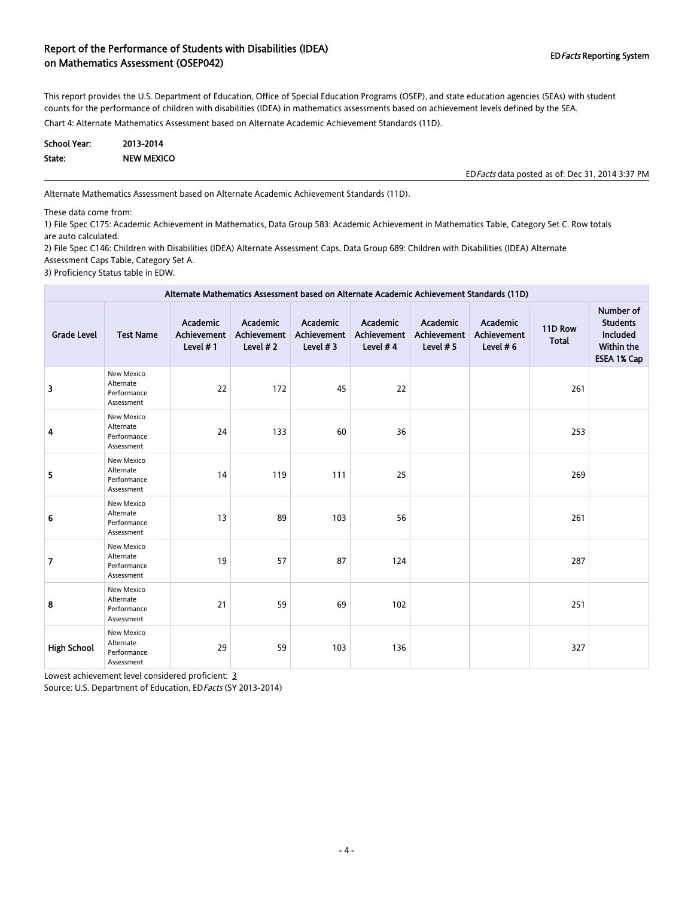# Report of the Performance of Students with Disabilities (IDEA) on Mathematics Assessment (OSEP042)

ED*Facts* Reporting System

This report provides the U.S. Department of Education, Office of Special Education Programs (OSEP), and state education agencies (SEAs) with student counts for the performance of children with disabilities (IDEA) in mathematics assessments based on achievement levels defined by the SEA.

Chart 4: Alternate Mathematics Assessment based on Alternate Academic Achievement Standards (11D).

**School Year:** 2013-2014

**State:** NEW MEXICO

ED*Facts* data posted as of: Dec 31, 2014 3:37 PM

Alternate Mathematics Assessment based on Alternate Academic Achievement Standards (11D).

These data come from:

1) File Spec C175: Academic Achievement in Mathematics, Data Group 583: Academic Achievement in Mathematics Table, Category Set C. Row totals are auto calculated.
2) File Spec C146: Children with Disabilities (IDEA) Alternate Assessment Caps, Data Group 689: Children with Disabilities (IDEA) Alternate Assessment Caps Table, Category Set A.
3) Proficiency Status table in EDW.

| Alternate Mathematics Assessment based on Alternate Academic Achievement Standards (11D) | | | | | | | | | |
|---|---|---|---|---|---|---|---|---|---|
| Grade Level | Test Name | Academic Achievement Level # 1 | Academic Achievement Level # 2 | Academic Achievement Level # 3 | Academic Achievement Level # 4 | Academic Achievement Level # 5 | Academic Achievement Level # 6 | 11D Row Total | Number of Students Included Within the ESEA 1% Cap |
| 3 | New Mexico Alternate Performance Assessment | 22 | 172 | 45 | 22 | | | 261 | |
| 4 | New Mexico Alternate Performance Assessment | 24 | 133 | 60 | 36 | | | 253 | |
| 5 | New Mexico Alternate Performance Assessment | 14 | 119 | 111 | 25 | | | 269 | |
| 6 | New Mexico Alternate Performance Assessment | 13 | 89 | 103 | 56 | | | 261 | |
| 7 | New Mexico Alternate Performance Assessment | 19 | 57 | 87 | 124 | | | 287 | |
| 8 | New Mexico Alternate Performance Assessment | 21 | 59 | 69 | 102 | | | 251 | |
| High School | New Mexico Alternate Performance Assessment | 29 | 59 | 103 | 136 | | | 327 | |

Lowest achievement level considered proficient: 3

Source: U.S. Department of Education, ED*Facts* (SY 2013-2014)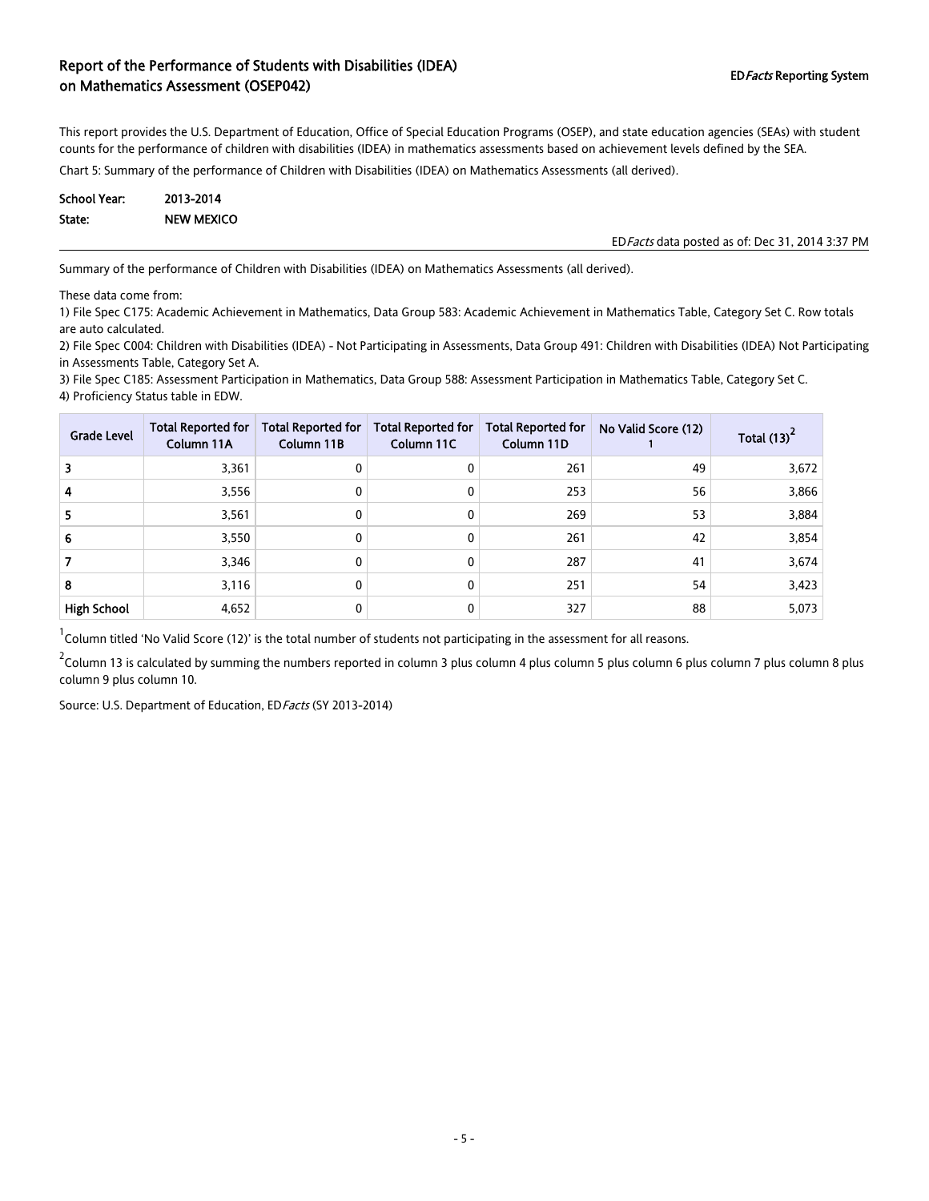# Report of the Performance of Students with Disabilities (IDEA) on Mathematics Assessment (OSEP042)

ED*Facts* Reporting System

This report provides the U.S. Department of Education, Office of Special Education Programs (OSEP), and state education agencies (SEAs) with student counts for the performance of children with disabilities (IDEA) in mathematics assessments based on achievement levels defined by the SEA.

Chart 5: Summary of the performance of Children with Disabilities (IDEA) on Mathematics Assessments (all derived).

**School Year:** 2013-2014

**State:** NEW MEXICO

ED*Facts* data posted as of: Dec 31, 2014 3:37 PM

Summary of the performance of Children with Disabilities (IDEA) on Mathematics Assessments (all derived).

These data come from:

1) File Spec C175: Academic Achievement in Mathematics, Data Group 583: Academic Achievement in Mathematics Table, Category Set C. Row totals are auto calculated.
2) File Spec C004: Children with Disabilities (IDEA) - Not Participating in Assessments, Data Group 491: Children with Disabilities (IDEA) Not Participating in Assessments Table, Category Set A.
3) File Spec C185: Assessment Participation in Mathematics, Data Group 588: Assessment Participation in Mathematics Table, Category Set C.
4) Proficiency Status table in EDW.

| Grade Level | Total Reported for Column 11A | Total Reported for Column 11B | Total Reported for Column 11C | Total Reported for Column 11D | No Valid Score (12) [1] | Total (13) [2] |
|---|---|---|---|---|---|---|
| 3 | 3,361 | 0 | 0 | 261 | 49 | 3,672 |
| 4 | 3,556 | 0 | 0 | 253 | 56 | 3,866 |
| 5 | 3,561 | 0 | 0 | 269 | 53 | 3,884 |
| 6 | 3,550 | 0 | 0 | 261 | 42 | 3,854 |
| 7 | 3,346 | 0 | 0 | 287 | 41 | 3,674 |
| 8 | 3,116 | 0 | 0 | 251 | 54 | 3,423 |
| High School | 4,652 | 0 | 0 | 327 | 88 | 5,073 |

[1] Column titled 'No Valid Score (12)' is the total number of students not participating in the assessment for all reasons.

[2] Column 13 is calculated by summing the numbers reported in column 3 plus column 4 plus column 5 plus column 6 plus column 7 plus column 8 plus column 9 plus column 10.

Source: U.S. Department of Education, ED*Facts* (SY 2013-2014)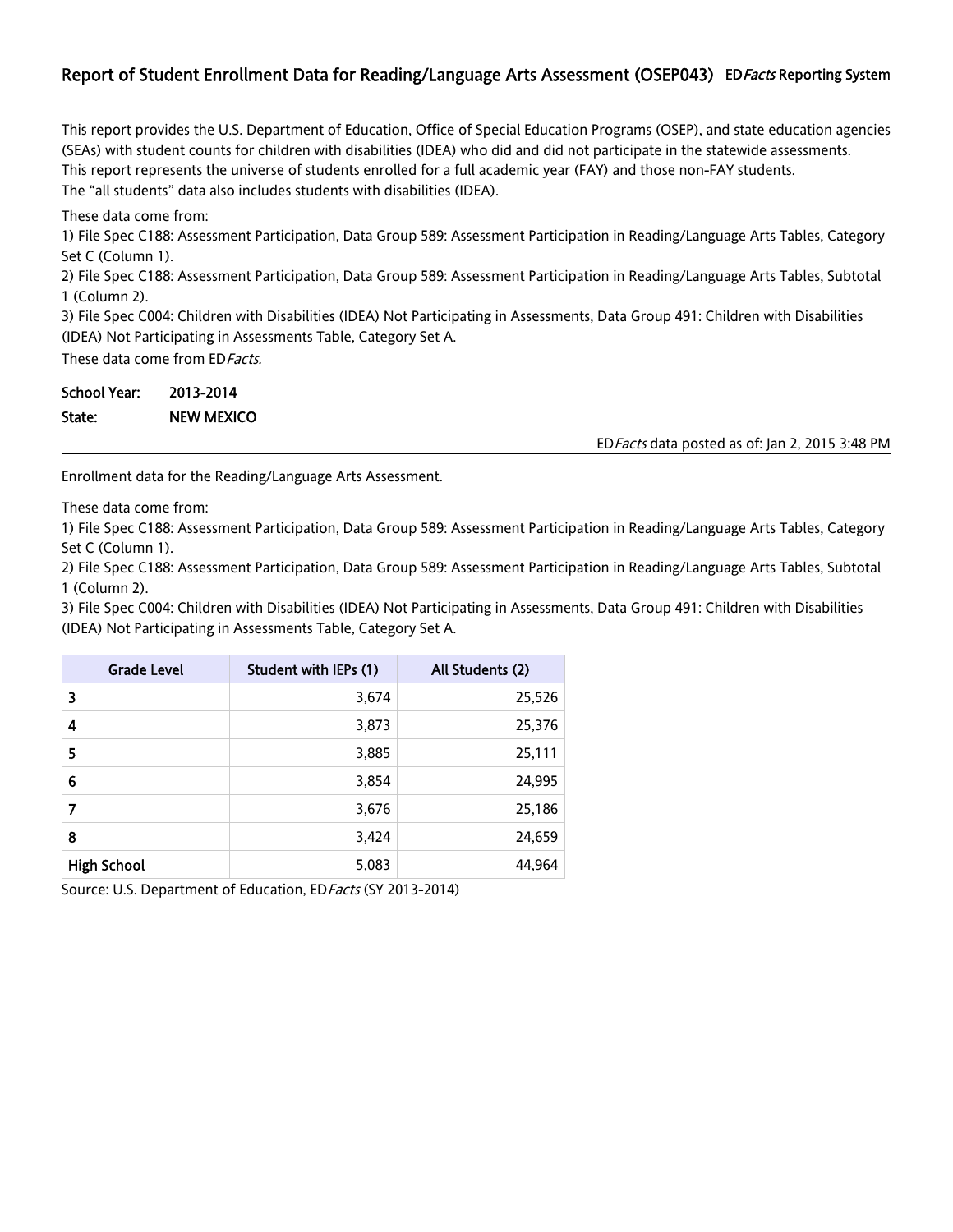## Report of Student Enrollment Data for Reading/Language Arts Assessment (OSEP043) ED*Facts* Reporting System

This report provides the U.S. Department of Education, Office of Special Education Programs (OSEP), and state education agencies (SEAs) with student counts for children with disabilities (IDEA) who did and did not participate in the statewide assessments.
This report represents the universe of students enrolled for a full academic year (FAY) and those non-FAY students.
The "all students" data also includes students with disabilities (IDEA).

These data come from:
1) File Spec C188: Assessment Participation, Data Group 589: Assessment Participation in Reading/Language Arts Tables, Category Set C (Column 1).
2) File Spec C188: Assessment Participation, Data Group 589: Assessment Participation in Reading/Language Arts Tables, Subtotal 1 (Column 2).
3) File Spec C004: Children with Disabilities (IDEA) Not Participating in Assessments, Data Group 491: Children with Disabilities (IDEA) Not Participating in Assessments Table, Category Set A.
These data come from ED*Facts.*

**School Year:** 2013-2014
**State:** NEW MEXICO

ED*Facts* data posted as of: Jan 2, 2015 3:48 PM

---

Enrollment data for the Reading/Language Arts Assessment.

These data come from:
1) File Spec C188: Assessment Participation, Data Group 589: Assessment Participation in Reading/Language Arts Tables, Category Set C (Column 1).
2) File Spec C188: Assessment Participation, Data Group 589: Assessment Participation in Reading/Language Arts Tables, Subtotal 1 (Column 2).
3) File Spec C004: Children with Disabilities (IDEA) Not Participating in Assessments, Data Group 491: Children with Disabilities (IDEA) Not Participating in Assessments Table, Category Set A.

| Grade Level | Student with IEPs (1) | All Students (2) |
|---|---|---|
| 3 | 3,674 | 25,526 |
| 4 | 3,873 | 25,376 |
| 5 | 3,885 | 25,111 |
| 6 | 3,854 | 24,995 |
| 7 | 3,676 | 25,186 |
| 8 | 3,424 | 24,659 |
| High School | 5,083 | 44,964 |

Source: U.S. Department of Education, ED*Facts* (SY 2013-2014)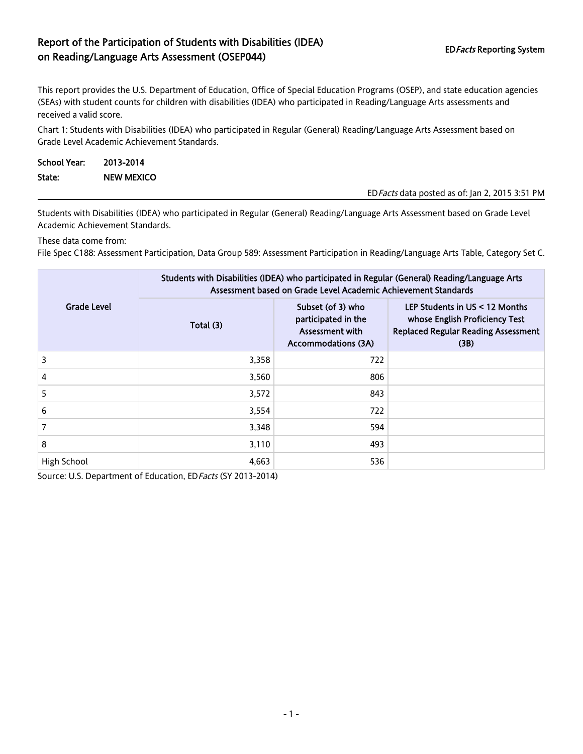# Report of the Participation of Students with Disabilities (IDEA) on Reading/Language Arts Assessment (OSEP044)

**ED*Facts* Reporting System**

This report provides the U.S. Department of Education, Office of Special Education Programs (OSEP), and state education agencies (SEAs) with student counts for children with disabilities (IDEA) who participated in Reading/Language Arts assessments and received a valid score.

Chart 1: Students with Disabilities (IDEA) who participated in Regular (General) Reading/Language Arts Assessment based on Grade Level Academic Achievement Standards.

**School Year:** 2013-2014

**State:** NEW MEXICO

ED*Facts* data posted as of: Jan 2, 2015 3:51 PM

Students with Disabilities (IDEA) who participated in Regular (General) Reading/Language Arts Assessment based on Grade Level Academic Achievement Standards.

These data come from:
File Spec C188: Assessment Participation, Data Group 589: Assessment Participation in Reading/Language Arts Table, Category Set C.

| Grade Level | Students with Disabilities (IDEA) who participated in Regular (General) Reading/Language Arts Assessment based on Grade Level Academic Achievement Standards | | |
|---|---|---|---|
| | Total (3) | Subset (of 3) who participated in the Assessment with Accommodations (3A) | LEP Students in US < 12 Months whose English Proficiency Test Replaced Regular Reading Assessment (3B) |
| 3 | 3,358 | 722 | |
| 4 | 3,560 | 806 | |
| 5 | 3,572 | 843 | |
| 6 | 3,554 | 722 | |
| 7 | 3,348 | 594 | |
| 8 | 3,110 | 493 | |
| High School | 4,663 | 536 | |

Source: U.S. Department of Education, ED*Facts* (SY 2013-2014)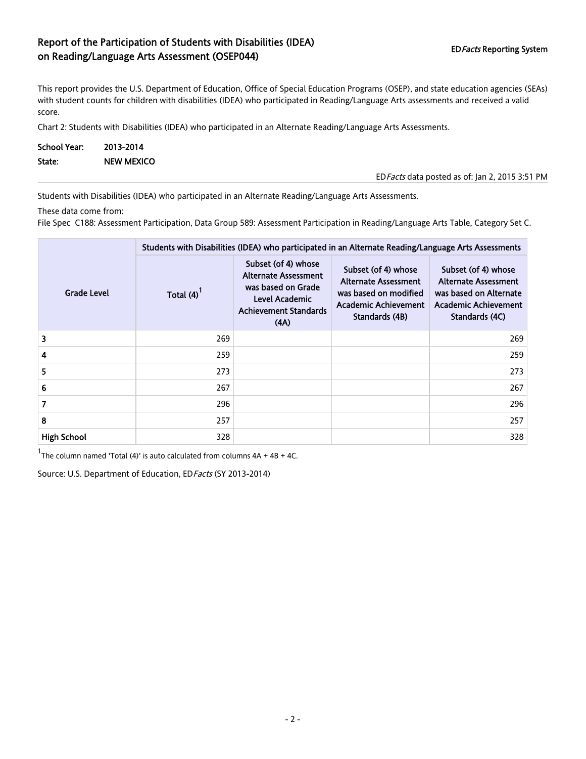# Report of the Participation of Students with Disabilities (IDEA) on Reading/Language Arts Assessment (OSEP044)

ED*Facts* Reporting System

This report provides the U.S. Department of Education, Office of Special Education Programs (OSEP), and state education agencies (SEAs) with student counts for children with disabilities (IDEA) who participated in Reading/Language Arts assessments and received a valid score.

Chart 2: Students with Disabilities (IDEA) who participated in an Alternate Reading/Language Arts Assessments.

**School Year:** 2013-2014

**State:** NEW MEXICO

ED*Facts* data posted as of: Jan 2, 2015 3:51 PM

Students with Disabilities (IDEA) who participated in an Alternate Reading/Language Arts Assessments.

These data come from:
File Spec C188: Assessment Participation, Data Group 589: Assessment Participation in Reading/Language Arts Table, Category Set C.

| Grade Level | Students with Disabilities (IDEA) who participated in an Alternate Reading/Language Arts Assessments | | | |
|---|---|---|---|---|
| | Total (4)[1] | Subset (of 4) whose Alternate Assessment was based on Grade Level Academic Achievement Standards (4A) | Subset (of 4) whose Alternate Assessment was based on modified Academic Achievement Standards (4B) | Subset (of 4) whose Alternate Assessment was based on Alternate Academic Achievement Standards (4C) |
| 3 | 269 | | | 269 |
| 4 | 259 | | | 259 |
| 5 | 273 | | | 273 |
| 6 | 267 | | | 267 |
| 7 | 296 | | | 296 |
| 8 | 257 | | | 257 |
| High School | 328 | | | 328 |

[1]The column named 'Total (4)' is auto calculated from columns 4A + 4B + 4C.

Source: U.S. Department of Education, ED*Facts* (SY 2013-2014)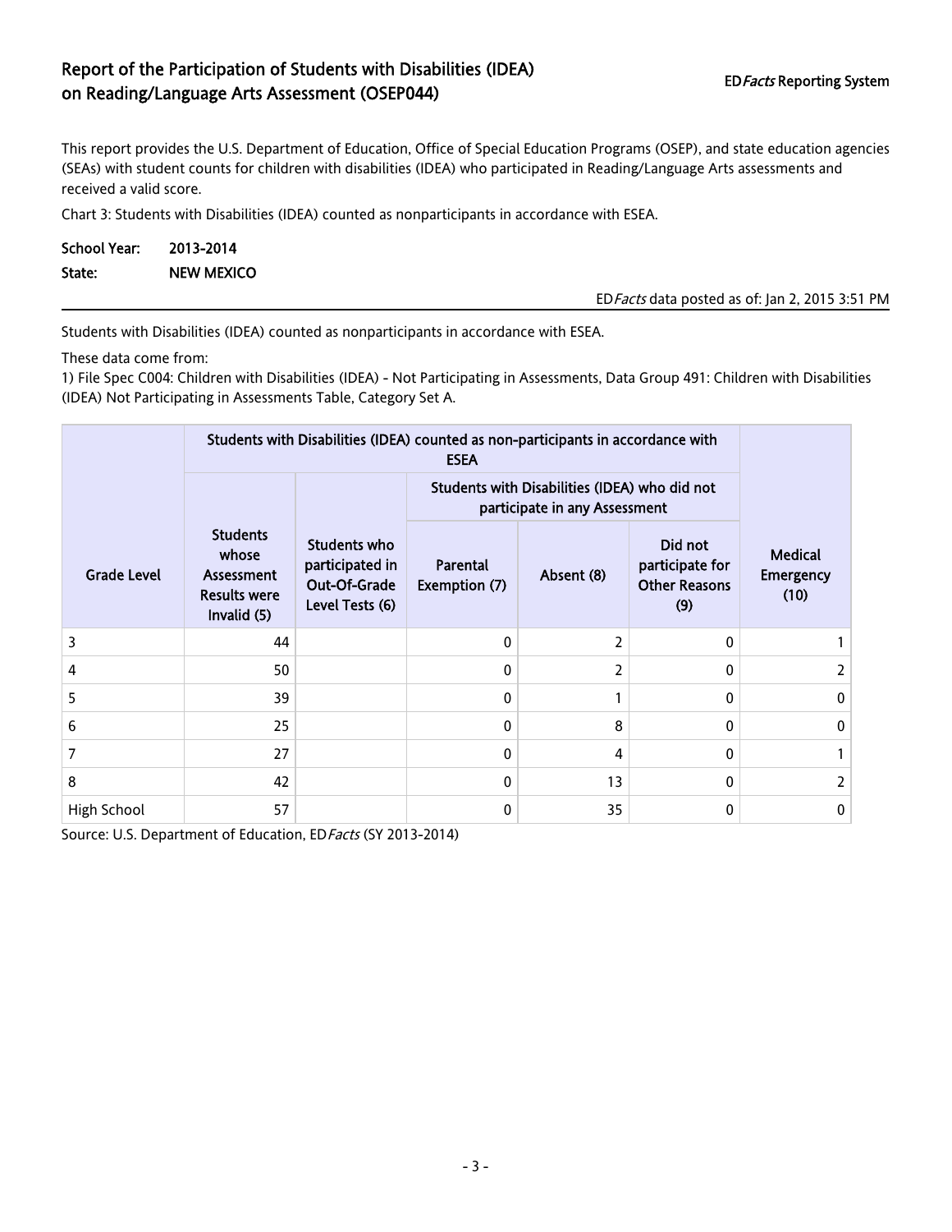# Report of the Participation of Students with Disabilities (IDEA) on Reading/Language Arts Assessment (OSEP044)

ED*Facts* Reporting System

This report provides the U.S. Department of Education, Office of Special Education Programs (OSEP), and state education agencies (SEAs) with student counts for children with disabilities (IDEA) who participated in Reading/Language Arts assessments and received a valid score.

Chart 3: Students with Disabilities (IDEA) counted as nonparticipants in accordance with ESEA.

**School Year:** 2013-2014
**State:** NEW MEXICO

ED*Facts* data posted as of: Jan 2, 2015 3:51 PM

Students with Disabilities (IDEA) counted as nonparticipants in accordance with ESEA.

These data come from:

1) File Spec C004: Children with Disabilities (IDEA) - Not Participating in Assessments, Data Group 491: Children with Disabilities (IDEA) Not Participating in Assessments Table, Category Set A.

| Grade Level | Students with Disabilities (IDEA) counted as non-participants in accordance with ESEA | | | | | Medical Emergency (10) |
|---|---|---|---|---|---|---|
| | | | Students with Disabilities (IDEA) who did not participate in any Assessment | | | |
| | Students whose Assessment Results were Invalid (5) | Students who participated in Out-Of-Grade Level Tests (6) | Parental Exemption (7) | Absent (8) | Did not participate for Other Reasons (9) | |
| 3 | 44 | | 0 | 2 | 0 | 1 |
| 4 | 50 | | 0 | 2 | 0 | 2 |
| 5 | 39 | | 0 | 1 | 0 | 0 |
| 6 | 25 | | 0 | 8 | 0 | 0 |
| 7 | 27 | | 0 | 4 | 0 | 1 |
| 8 | 42 | | 0 | 13 | 0 | 2 |
| High School | 57 | | 0 | 35 | 0 | 0 |

Source: U.S. Department of Education, ED*Facts* (SY 2013-2014)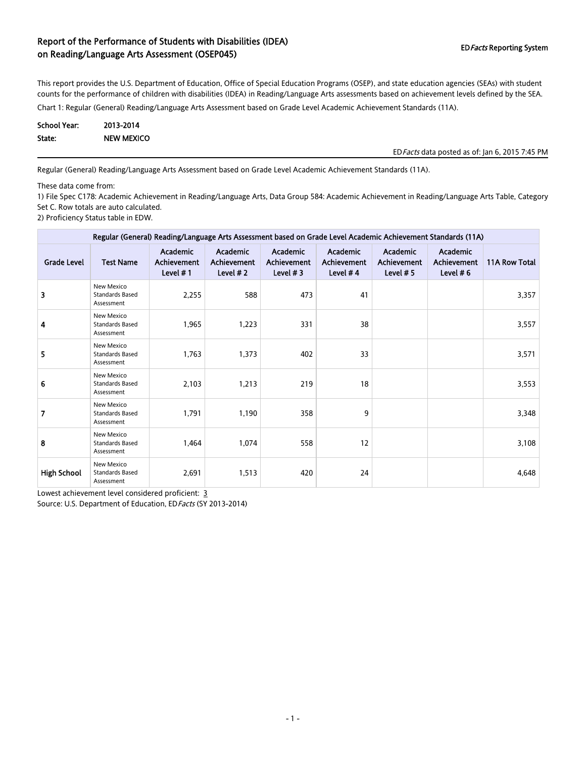# Report of the Performance of Students with Disabilities (IDEA) on Reading/Language Arts Assessment (OSEP045)

ED*Facts* Reporting System

This report provides the U.S. Department of Education, Office of Special Education Programs (OSEP), and state education agencies (SEAs) with student counts for the performance of children with disabilities (IDEA) in Reading/Language Arts assessments based on achievement levels defined by the SEA.

Chart 1: Regular (General) Reading/Language Arts Assessment based on Grade Level Academic Achievement Standards (11A).

**School Year:** 2013-2014

**State:** NEW MEXICO

ED*Facts* data posted as of: Jan 6, 2015 7:45 PM

Regular (General) Reading/Language Arts Assessment based on Grade Level Academic Achievement Standards (11A).

These data come from:

1) File Spec C178: Academic Achievement in Reading/Language Arts, Data Group 584: Academic Achievement in Reading/Language Arts Table, Category Set C. Row totals are auto calculated.

2) Proficiency Status table in EDW.

| Regular (General) Reading/Language Arts Assessment based on Grade Level Academic Achievement Standards (11A) | | | | | | | | |
|---|---|---|---|---|---|---|---|---|
| Grade Level | Test Name | Academic Achievement Level # 1 | Academic Achievement Level # 2 | Academic Achievement Level # 3 | Academic Achievement Level # 4 | Academic Achievement Level # 5 | Academic Achievement Level # 6 | 11A Row Total |
| 3 | New Mexico Standards Based Assessment | 2,255 | 588 | 473 | 41 | | | 3,357 |
| 4 | New Mexico Standards Based Assessment | 1,965 | 1,223 | 331 | 38 | | | 3,557 |
| 5 | New Mexico Standards Based Assessment | 1,763 | 1,373 | 402 | 33 | | | 3,571 |
| 6 | New Mexico Standards Based Assessment | 2,103 | 1,213 | 219 | 18 | | | 3,553 |
| 7 | New Mexico Standards Based Assessment | 1,791 | 1,190 | 358 | 9 | | | 3,348 |
| 8 | New Mexico Standards Based Assessment | 1,464 | 1,074 | 558 | 12 | | | 3,108 |
| High School | New Mexico Standards Based Assessment | 2,691 | 1,513 | 420 | 24 | | | 4,648 |

Lowest achievement level considered proficient: 3

Source: U.S. Department of Education, ED*Facts* (SY 2013-2014)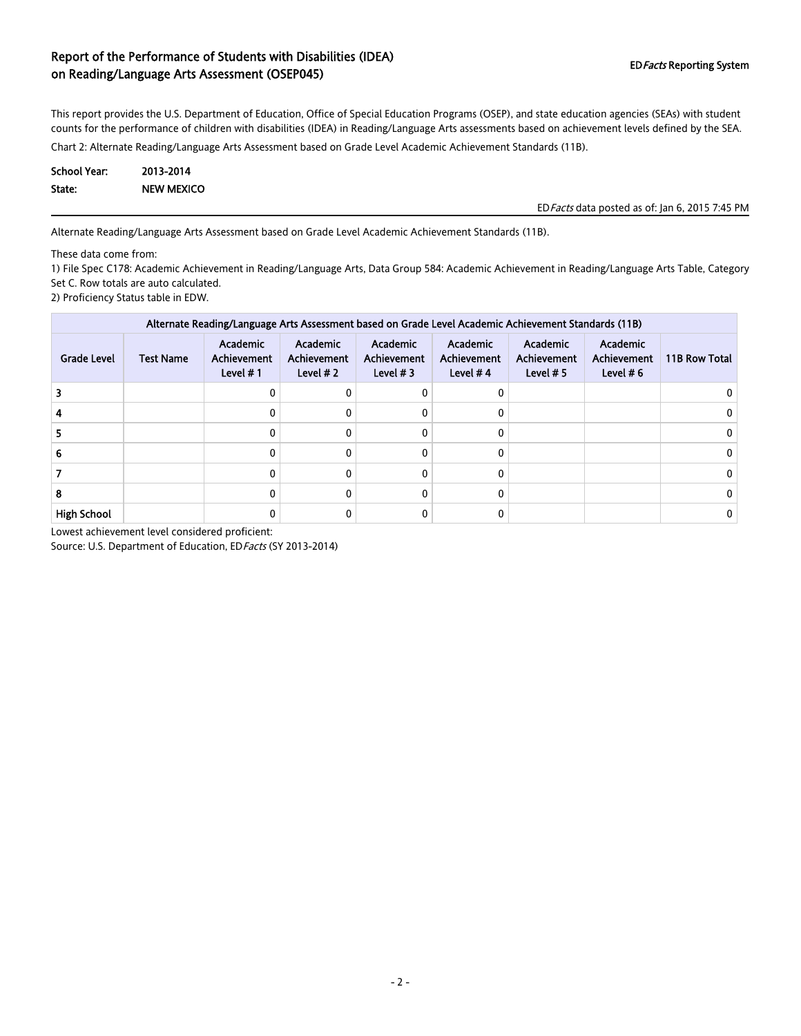## Report of the Performance of Students with Disabilities (IDEA) on Reading/Language Arts Assessment (OSEP045)

ED*Facts* Reporting System

This report provides the U.S. Department of Education, Office of Special Education Programs (OSEP), and state education agencies (SEAs) with student counts for the performance of children with disabilities (IDEA) in Reading/Language Arts assessments based on achievement levels defined by the SEA.

Chart 2: Alternate Reading/Language Arts Assessment based on Grade Level Academic Achievement Standards (11B).

**School Year:** 2013-2014
**State:** NEW MEXICO

ED*Facts* data posted as of: Jan 6, 2015 7:45 PM

Alternate Reading/Language Arts Assessment based on Grade Level Academic Achievement Standards (11B).

These data come from:
1) File Spec C178: Academic Achievement in Reading/Language Arts, Data Group 584: Academic Achievement in Reading/Language Arts Table, Category Set C. Row totals are auto calculated.
2) Proficiency Status table in EDW.

| Alternate Reading/Language Arts Assessment based on Grade Level Academic Achievement Standards (11B) | | | | | | | | |
|---|---|---|---|---|---|---|---|---|
| Grade Level | Test Name | Academic Achievement Level # 1 | Academic Achievement Level # 2 | Academic Achievement Level # 3 | Academic Achievement Level # 4 | Academic Achievement Level # 5 | Academic Achievement Level # 6 | 11B Row Total |
| 3 | | 0 | 0 | 0 | 0 | | | 0 |
| 4 | | 0 | 0 | 0 | 0 | | | 0 |
| 5 | | 0 | 0 | 0 | 0 | | | 0 |
| 6 | | 0 | 0 | 0 | 0 | | | 0 |
| 7 | | 0 | 0 | 0 | 0 | | | 0 |
| 8 | | 0 | 0 | 0 | 0 | | | 0 |
| High School | | 0 | 0 | 0 | 0 | | | 0 |

Lowest achievement level considered proficient:

Source: U.S. Department of Education, ED*Facts* (SY 2013-2014)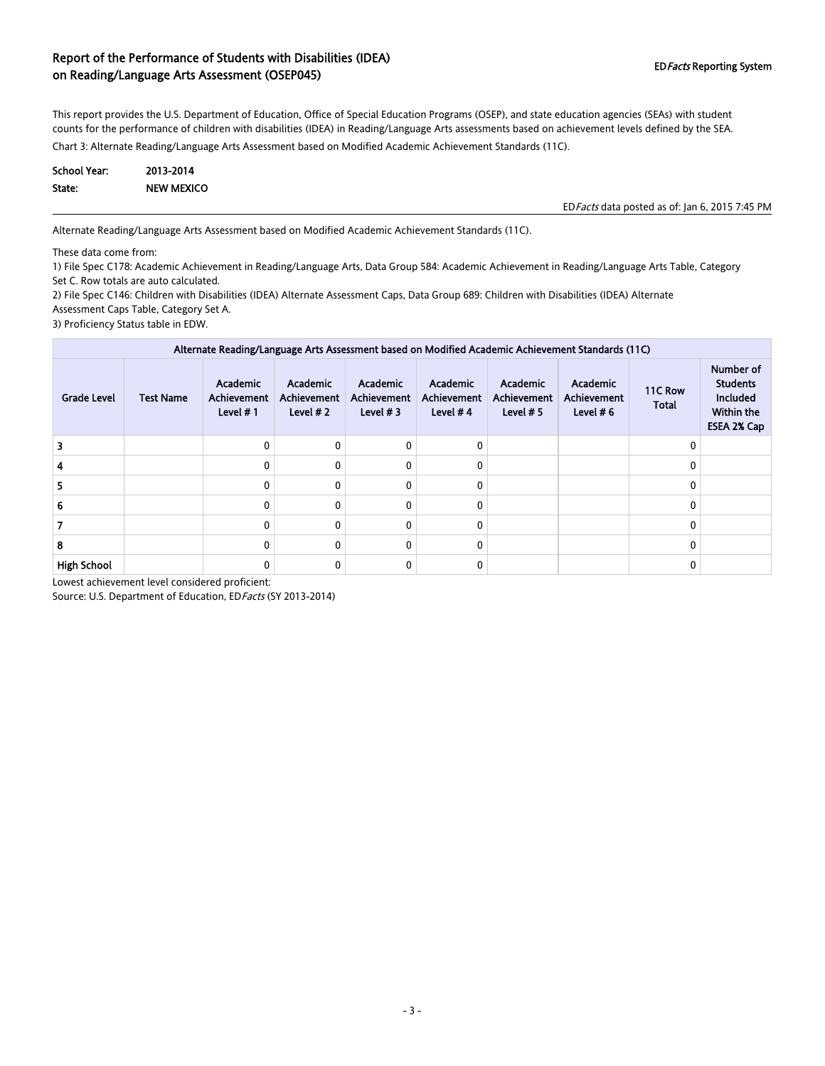# Report of the Performance of Students with Disabilities (IDEA) on Reading/Language Arts Assessment (OSEP045)

ED*Facts* Reporting System

This report provides the U.S. Department of Education, Office of Special Education Programs (OSEP), and state education agencies (SEAs) with student counts for the performance of children with disabilities (IDEA) in Reading/Language Arts assessments based on achievement levels defined by the SEA.

Chart 3: Alternate Reading/Language Arts Assessment based on Modified Academic Achievement Standards (11C).

**School Year:** 2013-2014

**State:** NEW MEXICO

ED*Facts* data posted as of: Jan 6, 2015 7:45 PM

Alternate Reading/Language Arts Assessment based on Modified Academic Achievement Standards (11C).

These data come from:

1) File Spec C178: Academic Achievement in Reading/Language Arts, Data Group 584: Academic Achievement in Reading/Language Arts Table, Category Set C. Row totals are auto calculated.

2) File Spec C146: Children with Disabilities (IDEA) Alternate Assessment Caps, Data Group 689: Children with Disabilities (IDEA) Alternate Assessment Caps Table, Category Set A.

3) Proficiency Status table in EDW.

| Alternate Reading/Language Arts Assessment based on Modified Academic Achievement Standards (11C) | | | | | | | | | |
|---|---|---|---|---|---|---|---|---|---|
| Grade Level | Test Name | Academic Achievement Level # 1 | Academic Achievement Level # 2 | Academic Achievement Level # 3 | Academic Achievement Level # 4 | Academic Achievement Level # 5 | Academic Achievement Level # 6 | 11C Row Total | Number of Students Included Within the ESEA 2% Cap |
| 3 | | 0 | 0 | 0 | 0 | | | 0 | |
| 4 | | 0 | 0 | 0 | 0 | | | 0 | |
| 5 | | 0 | 0 | 0 | 0 | | | 0 | |
| 6 | | 0 | 0 | 0 | 0 | | | 0 | |
| 7 | | 0 | 0 | 0 | 0 | | | 0 | |
| 8 | | 0 | 0 | 0 | 0 | | | 0 | |
| High School | | 0 | 0 | 0 | 0 | | | 0 | |

Lowest achievement level considered proficient:

Source: U.S. Department of Education, ED*Facts* (SY 2013-2014)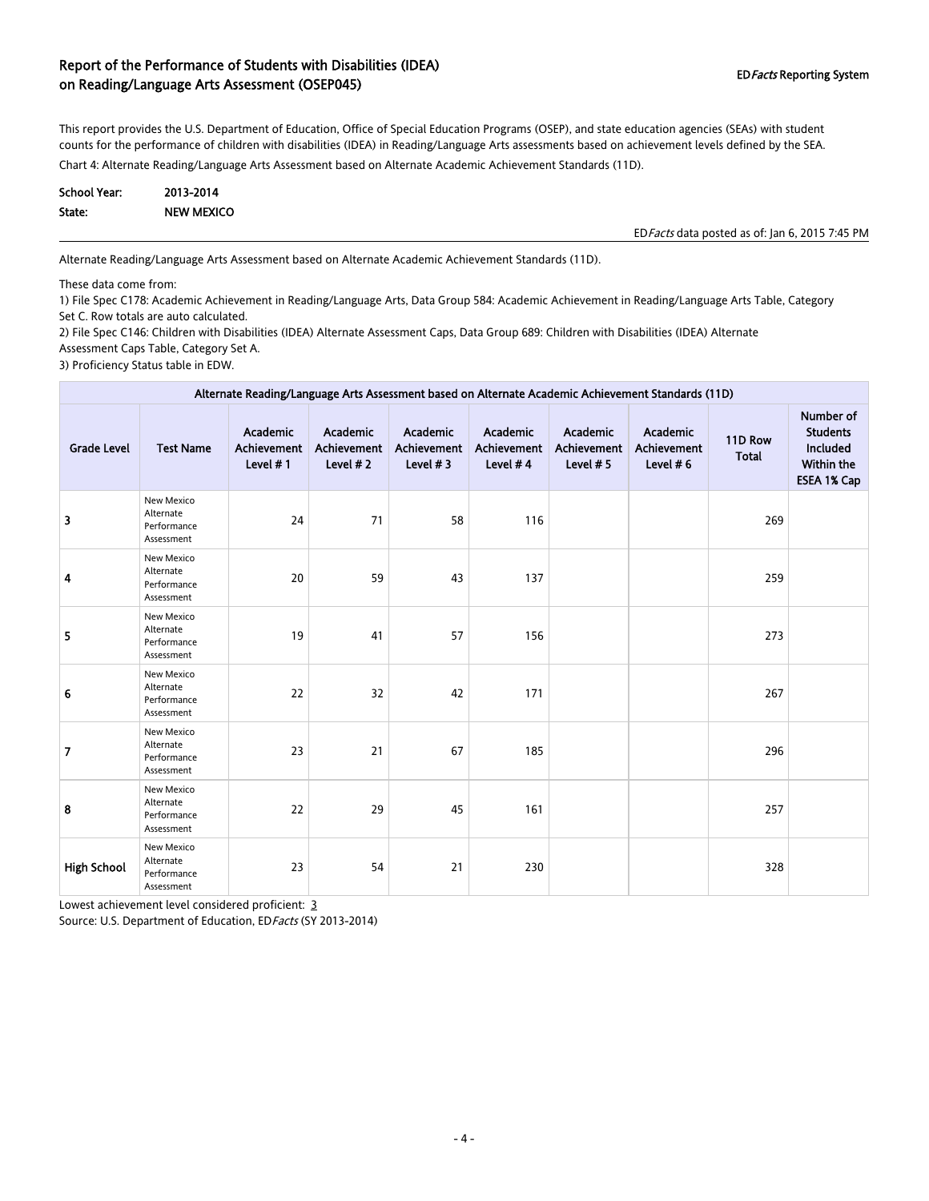# Report of the Performance of Students with Disabilities (IDEA) on Reading/Language Arts Assessment (OSEP045)

ED*Facts* Reporting System

This report provides the U.S. Department of Education, Office of Special Education Programs (OSEP), and state education agencies (SEAs) with student counts for the performance of children with disabilities (IDEA) in Reading/Language Arts assessments based on achievement levels defined by the SEA.

Chart 4: Alternate Reading/Language Arts Assessment based on Alternate Academic Achievement Standards (11D).

**School Year:** 2013-2014
**State:** NEW MEXICO

ED*Facts* data posted as of: Jan 6, 2015 7:45 PM

Alternate Reading/Language Arts Assessment based on Alternate Academic Achievement Standards (11D).

These data come from:
1) File Spec C178: Academic Achievement in Reading/Language Arts, Data Group 584: Academic Achievement in Reading/Language Arts Table, Category Set C. Row totals are auto calculated.
2) File Spec C146: Children with Disabilities (IDEA) Alternate Assessment Caps, Data Group 689: Children with Disabilities (IDEA) Alternate Assessment Caps Table, Category Set A.
3) Proficiency Status table in EDW.

| Alternate Reading/Language Arts Assessment based on Alternate Academic Achievement Standards (11D) | | | | | | | | | |
|---|---|---|---|---|---|---|---|---|---|
| Grade Level | Test Name | Academic Achievement Level # 1 | Academic Achievement Level # 2 | Academic Achievement Level # 3 | Academic Achievement Level # 4 | Academic Achievement Level # 5 | Academic Achievement Level # 6 | 11D Row Total | Number of Students Included Within the ESEA 1% Cap |
| 3 | New Mexico Alternate Performance Assessment | 24 | 71 | 58 | 116 | | | 269 | |
| 4 | New Mexico Alternate Performance Assessment | 20 | 59 | 43 | 137 | | | 259 | |
| 5 | New Mexico Alternate Performance Assessment | 19 | 41 | 57 | 156 | | | 273 | |
| 6 | New Mexico Alternate Performance Assessment | 22 | 32 | 42 | 171 | | | 267 | |
| 7 | New Mexico Alternate Performance Assessment | 23 | 21 | 67 | 185 | | | 296 | |
| 8 | New Mexico Alternate Performance Assessment | 22 | 29 | 45 | 161 | | | 257 | |
| High School | New Mexico Alternate Performance Assessment | 23 | 54 | 21 | 230 | | | 328 | |

Lowest achievement level considered proficient: 3

Source: U.S. Department of Education, ED*Facts* (SY 2013-2014)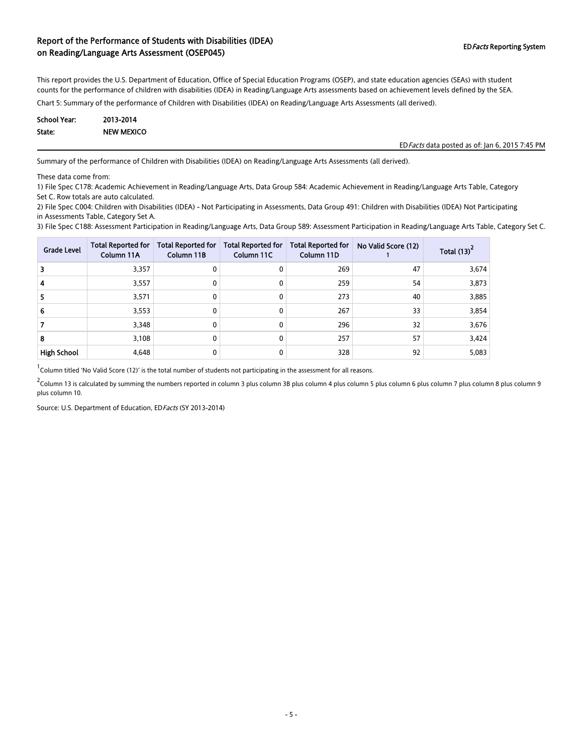# Report of the Performance of Students with Disabilities (IDEA) on Reading/Language Arts Assessment (OSEP045)

ED*Facts* Reporting System

This report provides the U.S. Department of Education, Office of Special Education Programs (OSEP), and state education agencies (SEAs) with student counts for the performance of children with disabilities (IDEA) in Reading/Language Arts assessments based on achievement levels defined by the SEA.

Chart 5: Summary of the performance of Children with Disabilities (IDEA) on Reading/Language Arts Assessments (all derived).

**School Year:** 2013-2014

**State:** NEW MEXICO

ED*Facts* data posted as of: Jan 6, 2015 7:45 PM

Summary of the performance of Children with Disabilities (IDEA) on Reading/Language Arts Assessments (all derived).

These data come from:

1) File Spec C178: Academic Achievement in Reading/Language Arts, Data Group 584: Academic Achievement in Reading/Language Arts Table, Category Set C. Row totals are auto calculated.
2) File Spec C004: Children with Disabilities (IDEA) - Not Participating in Assessments, Data Group 491: Children with Disabilities (IDEA) Not Participating in Assessments Table, Category Set A.
3) File Spec C188: Assessment Participation in Reading/Language Arts, Data Group 589: Assessment Participation in Reading/Language Arts Table, Category Set C.

| Grade Level | Total Reported for Column 11A | Total Reported for Column 11B | Total Reported for Column 11C | Total Reported for Column 11D | No Valid Score (12) [1] | Total (13) [2] |
|---|---|---|---|---|---|---|
| 3 | 3,357 | 0 | 0 | 269 | 47 | 3,674 |
| 4 | 3,557 | 0 | 0 | 259 | 54 | 3,873 |
| 5 | 3,571 | 0 | 0 | 273 | 40 | 3,885 |
| 6 | 3,553 | 0 | 0 | 267 | 33 | 3,854 |
| 7 | 3,348 | 0 | 0 | 296 | 32 | 3,676 |
| 8 | 3,108 | 0 | 0 | 257 | 57 | 3,424 |
| High School | 4,648 | 0 | 0 | 328 | 92 | 5,083 |

[1] Column titled 'No Valid Score (12)' is the total number of students not participating in the assessment for all reasons.

[2] Column 13 is calculated by summing the numbers reported in column 3 plus column 3B plus column 4 plus column 5 plus column 6 plus column 7 plus column 8 plus column 9 plus column 10.

Source: U.S. Department of Education, ED*Facts* (SY 2013-2014)